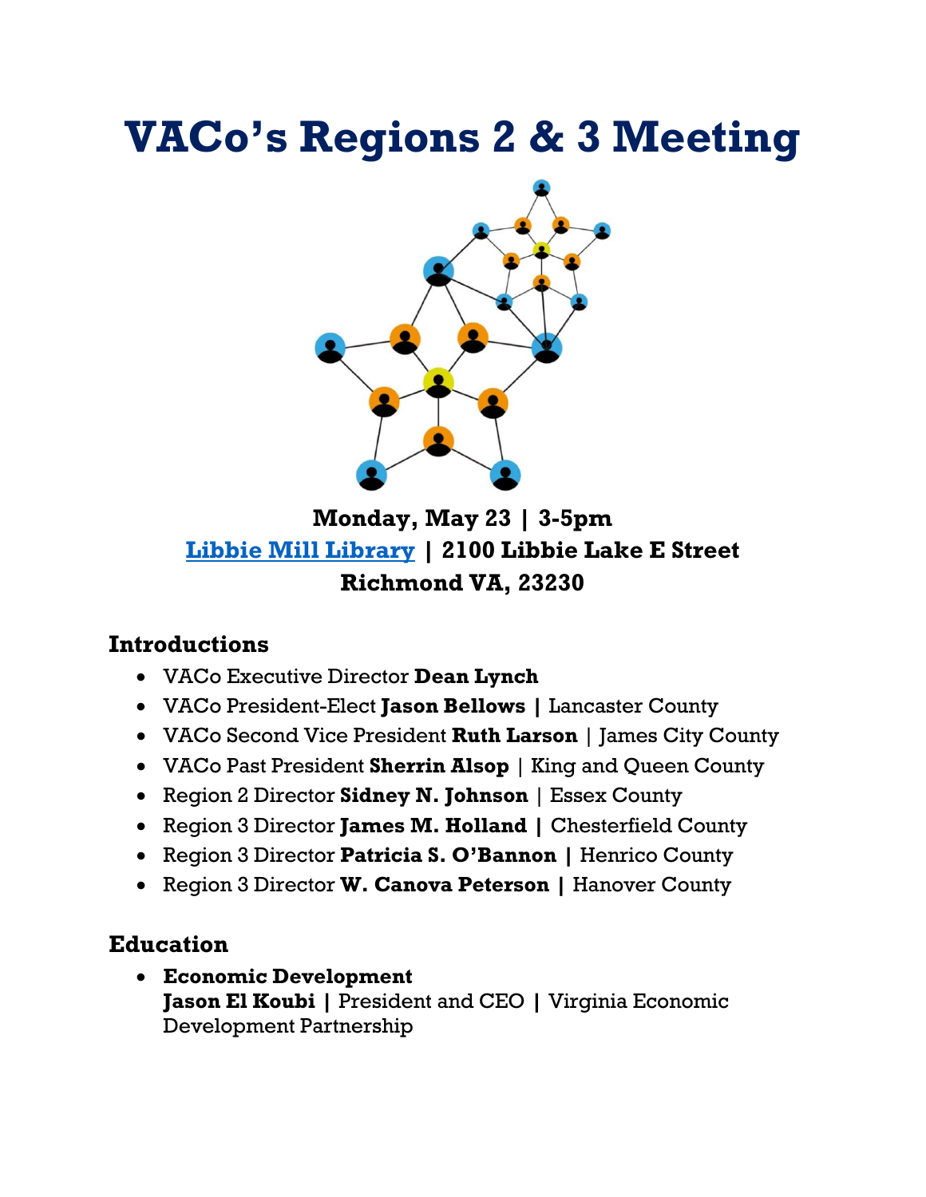# VACo's Regions 2 & 3 Meeting

**Monday, May 23 | 3-5pm**
**Libbie Mill Library | 2100 Libbie Lake E Street**
**Richmond VA, 23230**

## Introductions

- VACo Executive Director **Dean Lynch**
- VACo President-Elect **Jason Bellows |** Lancaster County
- VACo Second Vice President **Ruth Larson** | James City County
- VACo Past President **Sherrin Alsop** | King and Queen County
- Region 2 Director **Sidney N. Johnson** | Essex County
- Region 3 Director **James M. Holland |** Chesterfield County
- Region 3 Director **Patricia S. O'Bannon |** Henrico County
- Region 3 Director **W. Canova Peterson |** Hanover County

## Education

- **Economic Development**
  **Jason El Koubi |** President and CEO **|** Virginia Economic Development Partnership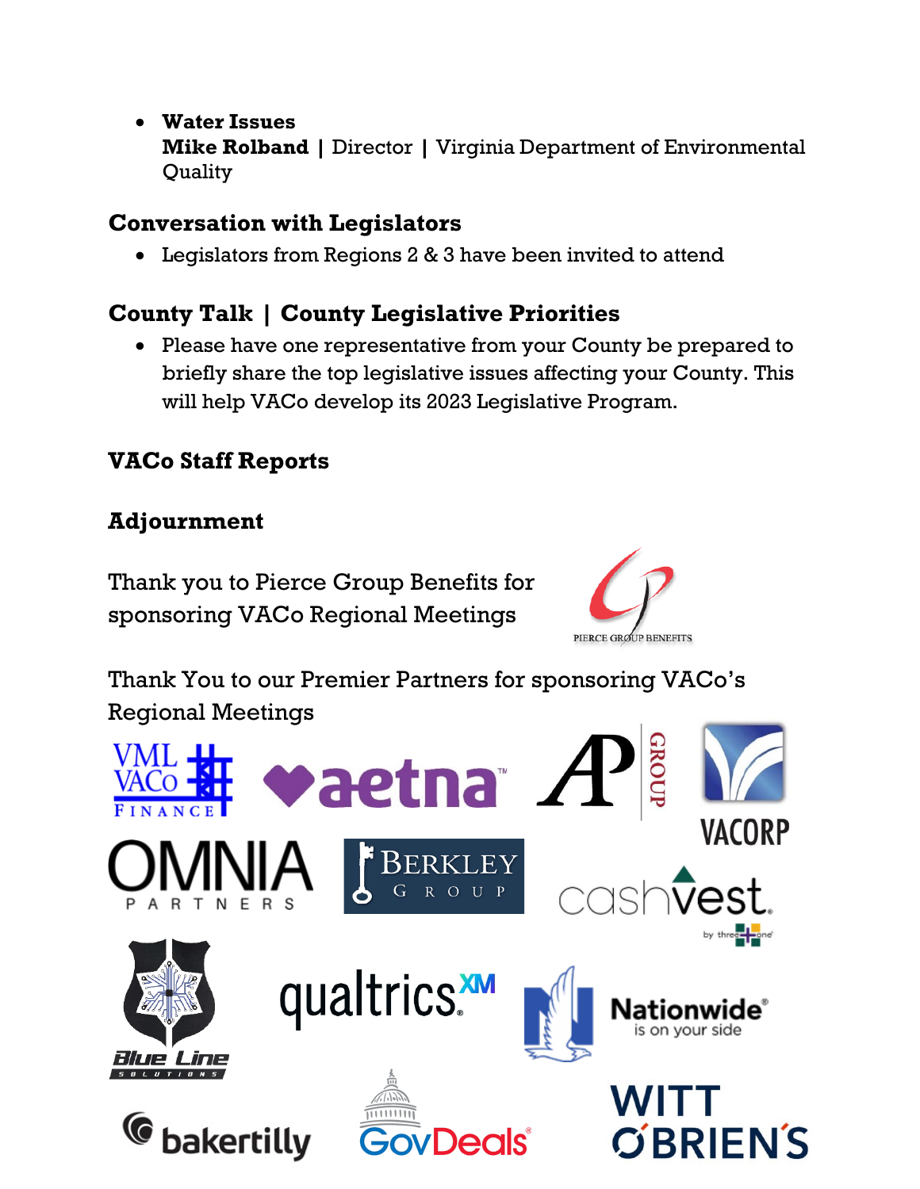- **Water Issues**
  **Mike Rolband | Director | Virginia Department of Environmental Quality**

## Conversation with Legislators

- Legislators from Regions 2 & 3 have been invited to attend

## County Talk | County Legislative Priorities

- Please have one representative from your County be prepared to briefly share the top legislative issues affecting your County. This will help VACo develop its 2023 Legislative Program.

## VACo Staff Reports

## Adjournment

Thank you to Pierce Group Benefits for sponsoring VACo Regional Meetings

Thank You to our Premier Partners for sponsoring VACo's Regional Meetings